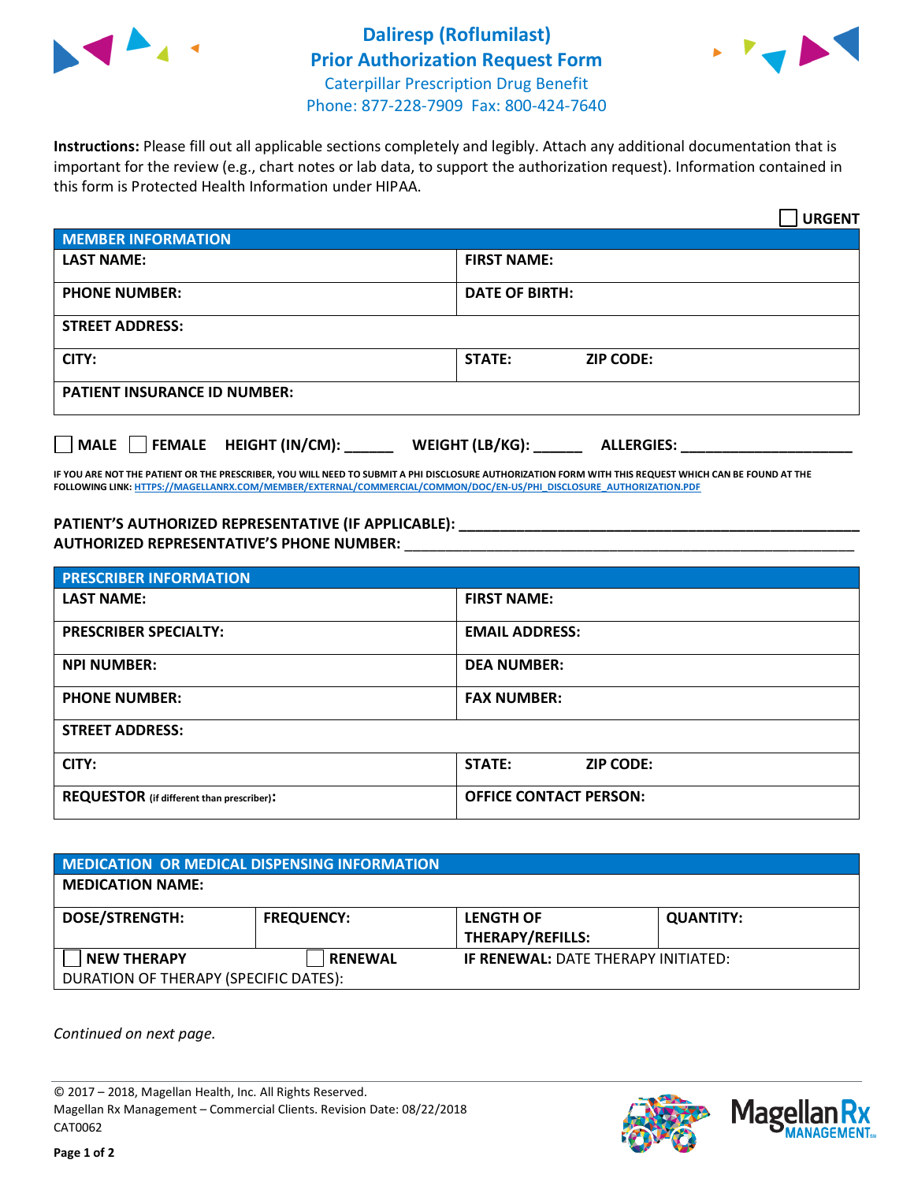# Dalіresp (Roflumilast) Prior Authorization Request Form

Caterpillar Prescription Drug Benefit
Phone: 877-228-7909 Fax: 800-424-7640

**Instructions:** Please fill out all applicable sections completely and legibly. Attach any additional documentation that is important for the review (e.g., chart notes or lab data, to support the authorization request). Information contained in this form is Protected Health Information under HIPAA.

☐ **URGENT**

| **MEMBER INFORMATION** | |
|---|---|
| **LAST NAME:** | **FIRST NAME:** |
| **PHONE NUMBER:** | **DATE OF BIRTH:** |
| **STREET ADDRESS:** | |
| **CITY:** | **STATE:** **ZIP CODE:** |
| **PATIENT INSURANCE ID NUMBER:** | |

☐ **MALE** ☐ **FEMALE** **HEIGHT (IN/CM):** ______ **WEIGHT (LB/KG):** ______ **ALLERGIES:** ____________________

**IF YOU ARE NOT THE PATIENT OR THE PRESCRIBER, YOU WILL NEED TO SUBMIT A PHI DISCLOSURE AUTHORIZATION FORM WITH THIS REQUEST WHICH CAN BE FOUND AT THE FOLLOWING LINK:** HTTPS://MAGELLANRX.COM/MEMBER/EXTERNAL/COMMERCIAL/COMMON/DOC/EN-US/PHI_DISCLOSURE_AUTHORIZATION.PDF

**PATIENT'S AUTHORIZED REPRESENTATIVE (IF APPLICABLE):** ____________________________________________

**AUTHORIZED REPRESENTATIVE'S PHONE NUMBER:** ____________________________________________

| **PRESCRIBER INFORMATION** | |
|---|---|
| **LAST NAME:** | **FIRST NAME:** |
| **PRESCRIBER SPECIALTY:** | **EMAIL ADDRESS:** |
| **NPI NUMBER:** | **DEA NUMBER:** |
| **PHONE NUMBER:** | **FAX NUMBER:** |
| **STREET ADDRESS:** | |
| **CITY:** | **STATE:** **ZIP CODE:** |
| **REQUESTOR** (if different than prescriber)**:** | **OFFICE CONTACT PERSON:** |

| **MEDICATION OR MEDICAL DISPENSING INFORMATION** | | | |
|---|---|---|---|
| **MEDICATION NAME:** | | | |
| **DOSE/STRENGTH:** | **FREQUENCY:** | **LENGTH OF THERAPY/REFILLS:** | **QUANTITY:** |
| ☐ **NEW THERAPY** | ☐ **RENEWAL** | **IF RENEWAL:** DATE THERAPY INITIATED: | |
| DURATION OF THERAPY (SPECIFIC DATES): | | | |

*Continued on next page.*

© 2017 – 2018, Magellan Health, Inc. All Rights Reserved.
Magellan Rx Management – Commercial Clients. Revision Date: 08/22/2018
CAT0062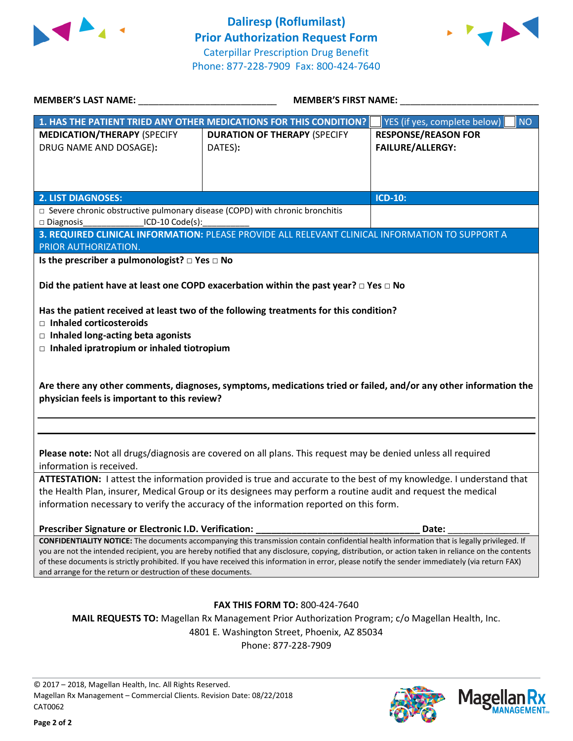# Daliresp (Roflumilast)
# Prior Authorization Request Form

Caterpillar Prescription Drug Benefit
Phone: 877-228-7909 Fax: 800-424-7640

**MEMBER'S LAST NAME:** ___________________________ **MEMBER'S FIRST NAME:** ___________________________

| **1. HAS THE PATIENT TRIED ANY OTHER MEDICATIONS FOR THIS CONDITION?** ☐ YES (if yes, complete below) ☐ NO | | |
|---|---|---|
| **MEDICATION/THERAPY** (SPECIFY DRUG NAME AND DOSAGE): | **DURATION OF THERAPY** (SPECIFY DATES): | **RESPONSE/REASON FOR FAILURE/ALLERGY:** |
| | | |

| **2. LIST DIAGNOSES:** | **ICD-10:** |
|---|---|
| □ Severe chronic obstructive pulmonary disease (COPD) with chronic bronchitis<br>□ Diagnosis_____________ICD-10 Code(s):__________ | |

**3. REQUIRED CLINICAL INFORMATION:** PLEASE PROVIDE ALL RELEVANT CLINICAL INFORMATION TO SUPPORT A PRIOR AUTHORIZATION.

**Is the prescriber a pulmonologist? □ Yes □ No**

**Did the patient have at least one COPD exacerbation within the past year? □ Yes □ No**

**Has the patient received at least two of the following treatments for this condition?**
- □ **Inhaled corticosteroids**
- □ **Inhaled long-acting beta agonists**
- □ **Inhaled ipratropium or inhaled tiotropium**

**Are there any other comments, diagnoses, symptoms, medications tried or failed, and/or any other information the physician feels is important to this review?**

_______________________________________________________________________________

_______________________________________________________________________________

**Please note:** Not all drugs/diagnosis are covered on all plans. This request may be denied unless all required information is received.

**ATTESTATION:** I attest the information provided is true and accurate to the best of my knowledge. I understand that the Health Plan, insurer, Medical Group or its designees may perform a routine audit and request the medical information necessary to verify the accuracy of the information reported on this form.

**Prescriber Signature or Electronic I.D. Verification:** _________________________________ **Date:** ________________

**CONFIDENTIALITY NOTICE:** The documents accompanying this transmission contain confidential health information that is legally privileged. If you are not the intended recipient, you are hereby notified that any disclosure, copying, distribution, or action taken in reliance on the contents of these documents is strictly prohibited. If you have received this information in error, please notify the sender immediately (via return FAX) and arrange for the return or destruction of these documents.

**FAX THIS FORM TO:** 800-424-7640

**MAIL REQUESTS TO:** Magellan Rx Management Prior Authorization Program; c/o Magellan Health, Inc.
4801 E. Washington Street, Phoenix, AZ 85034
Phone: 877-228-7909

© 2017 – 2018, Magellan Health, Inc. All Rights Reserved.
Magellan Rx Management – Commercial Clients. Revision Date: 08/22/2018
CAT0062